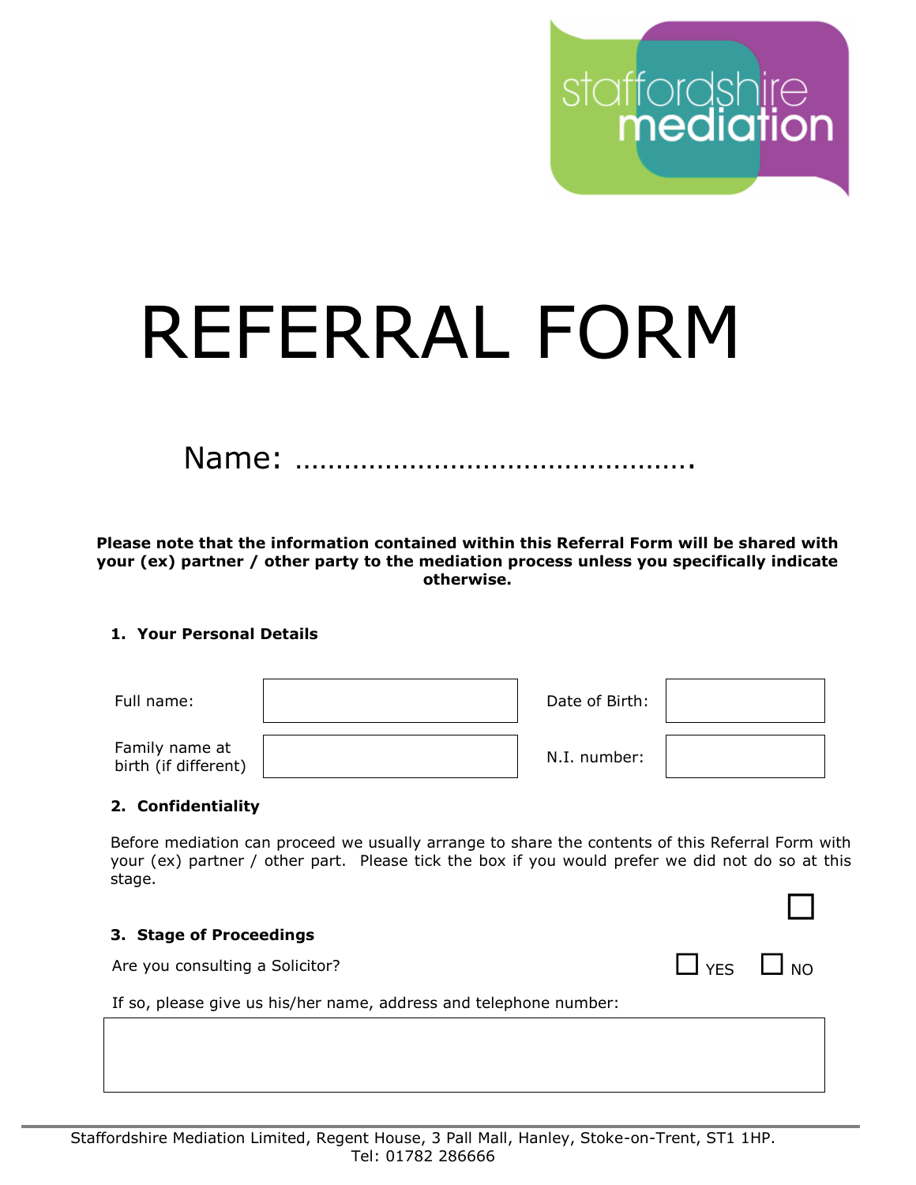staffordshire mediation

# REFERRAL FORM

Name: ……………………………………….

**Please note that the information contained within this Referral Form will be shared with your (ex) partner / other party to the mediation process unless you specifically indicate otherwise.**

**1. Your Personal Details**

| | | | |
|---|---|---|---|
| Full name: | | Date of Birth: | |
| Family name at birth (if different) | | N.I. number: | |

**2. Confidentiality**

Before mediation can proceed we usually arrange to share the contents of this Referral Form with your (ex) partner / other part. Please tick the box if you would prefer we did not do so at this stage.

☐

**3. Stage of Proceedings**

Are you consulting a Solicitor? ☐ YES ☐ NO

If so, please give us his/her name, address and telephone number:

| |
|---|
| |

Staffordshire Mediation Limited, Regent House, 3 Pall Mall, Hanley, Stoke-on-Trent, ST1 1HP.
Tel: 01782 286666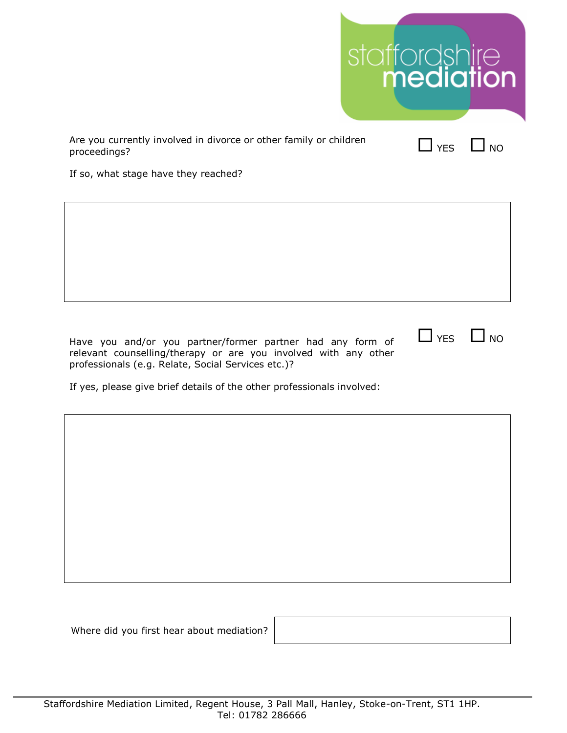Are you currently involved in divorce or other family or children proceedings? ☐ YES ☐ NO

If so, what stage have they reached?

|  |
|---|
|  |

Have you and/or you partner/former partner had any form of relevant counselling/therapy or are you involved with any other professionals (e.g. Relate, Social Services etc.)? ☐ YES ☐ NO

If yes, please give brief details of the other professionals involved:

|  |
|---|
|  |

Where did you first hear about mediation?

Staffordshire Mediation Limited, Regent House, 3 Pall Mall, Hanley, Stoke-on-Trent, ST1 1HP.
Tel: 01782 286666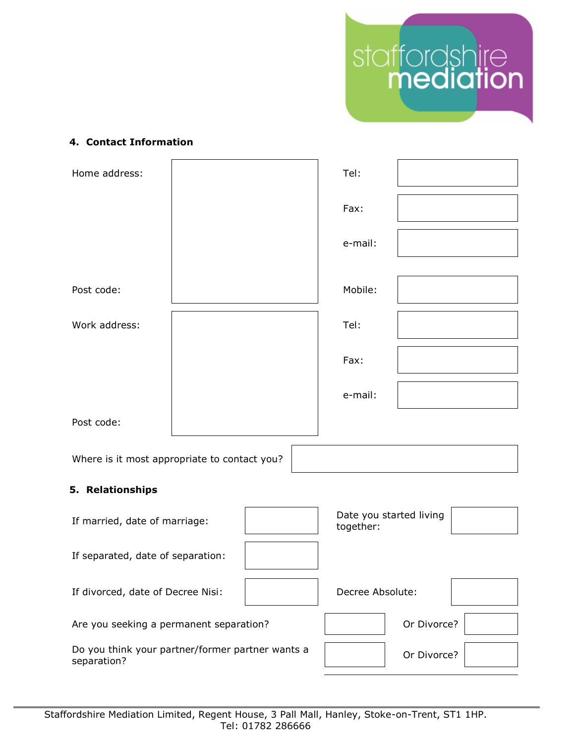## 4. Contact Information

| | | | |
|---|---|---|---|
| Home address: | | Tel: | |
| | | Fax: | |
| | | e-mail: | |
| Post code: | | Mobile: | |
| Work address: | | Tel: | |
| | | Fax: | |
| | | e-mail: | |
| Post code: | | | |

Where is it most appropriate to contact you?

## 5. Relationships

| | | | |
|---|---|---|---|
| If married, date of marriage: | | Date you started living together: | |
| If separated, date of separation: | | | |
| If divorced, date of Decree Nisi: | | Decree Absolute: | |
| Are you seeking a permanent separation? | | Or Divorce? | |
| Do you think your partner/former partner wants a separation? | | Or Divorce? | |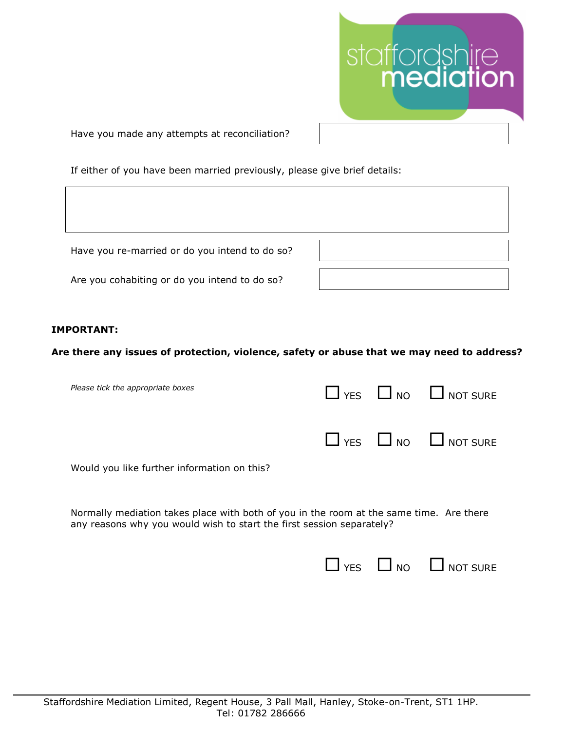Have you made any attempts at reconciliation?

If either of you have been married previously, please give brief details:

Have you re-married or do you intend to do so?

Are you cohabiting or do you intend to do so?

**IMPORTANT:**

**Are there any issues of protection, violence, safety or abuse that we may need to address?**

*Please tick the appropriate boxes*

☐ YES ☐ NO ☐ NOT SURE

☐ YES ☐ NO ☐ NOT SURE

Would you like further information on this?

Normally mediation takes place with both of you in the room at the same time. Are there any reasons why you would wish to start the first session separately?

☐ YES ☐ NO ☐ NOT SURE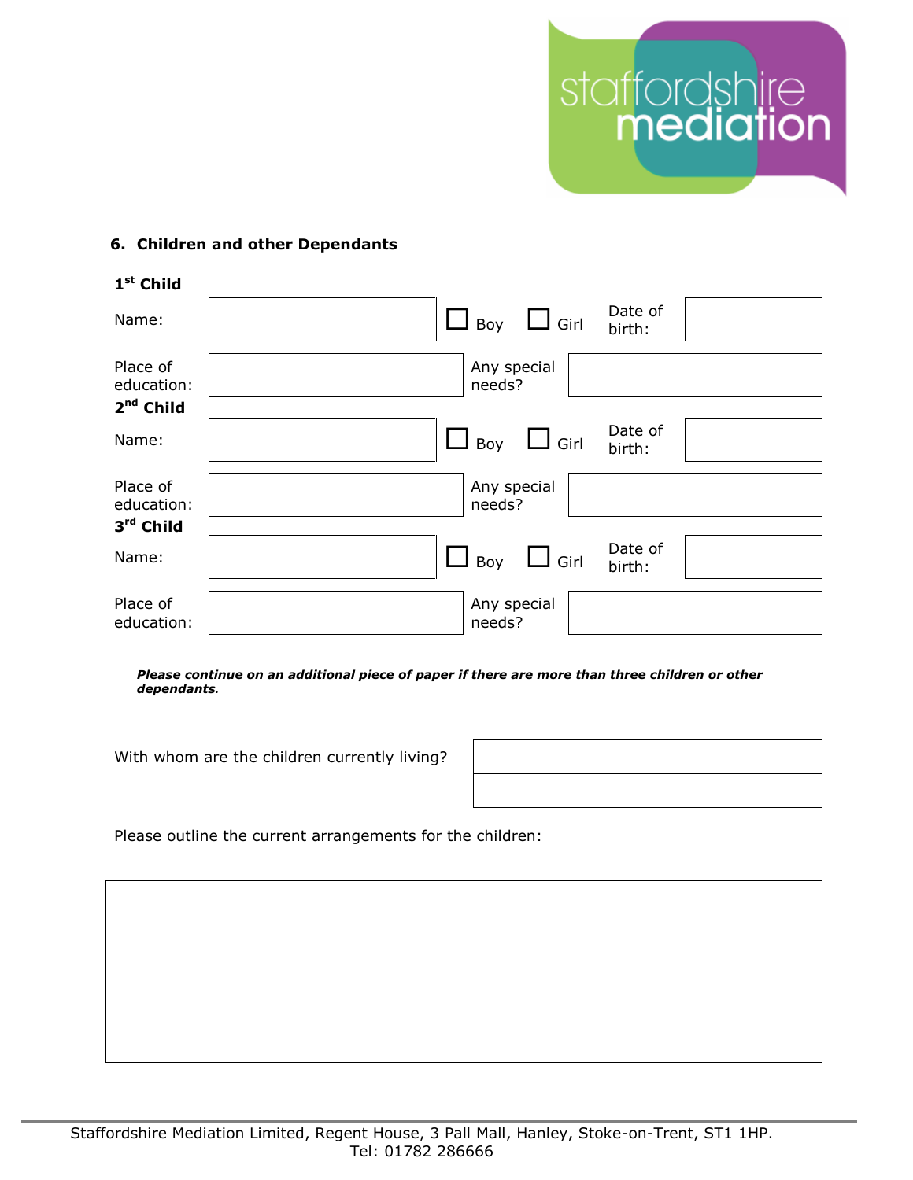### 6. Children and other Dependants

**1st Child**

| | | | | |
|---|---|---|---|---|
| Name: | | ☐ Boy ☐ Girl | Date of birth: | |
| Place of education: | | Any special needs? | | |

**2nd Child**

| | | | | |
|---|---|---|---|---|
| Name: | | ☐ Boy ☐ Girl | Date of birth: | |
| Place of education: | | Any special needs? | | |

**3rd Child**

| | | | | |
|---|---|---|---|---|
| Name: | | ☐ Boy ☐ Girl | Date of birth: | |
| Place of education: | | Any special needs? | | |

***Please continue on an additional piece of paper if there are more than three children or other dependants.***

With whom are the children currently living?

Please outline the current arrangements for the children:

Staffordshire Mediation Limited, Regent House, 3 Pall Mall, Hanley, Stoke-on-Trent, ST1 1HP.
Tel: 01782 286666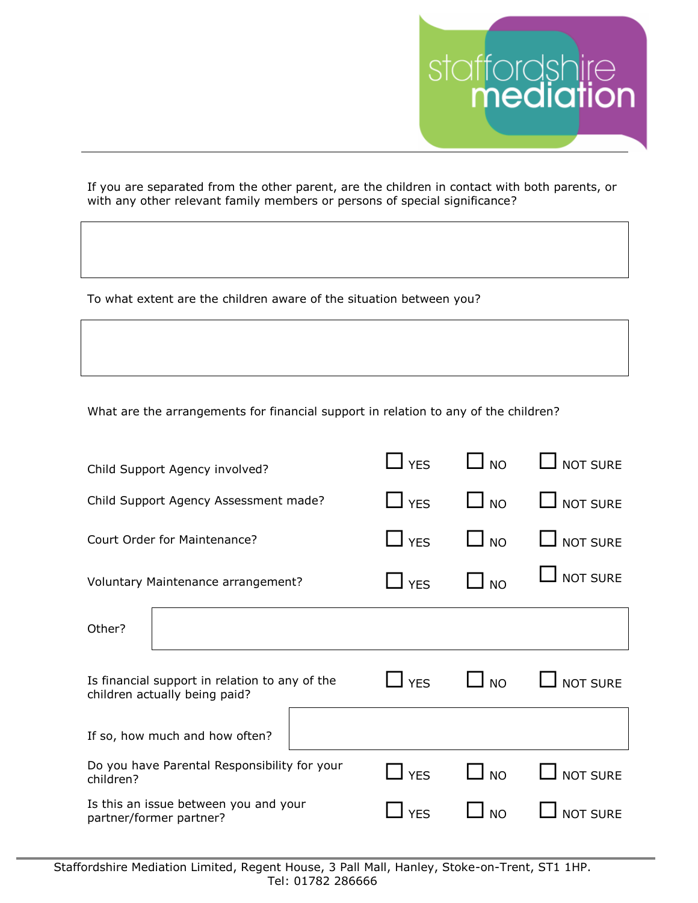If you are separated from the other parent, are the children in contact with both parents, or with any other relevant family members or persons of special significance?

To what extent are the children aware of the situation between you?

What are the arrangements for financial support in relation to any of the children?

| | | | |
|---|---|---|---|
| Child Support Agency involved? | ☐ YES | ☐ NO | ☐ NOT SURE |
| Child Support Agency Assessment made? | ☐ YES | ☐ NO | ☐ NOT SURE |
| Court Order for Maintenance? | ☐ YES | ☐ NO | ☐ NOT SURE |
| Voluntary Maintenance arrangement? | ☐ YES | ☐ NO | ☐ NOT SURE |

Other?

| | | | |
|---|---|---|---|
| Is financial support in relation to any of the children actually being paid? | ☐ YES | ☐ NO | ☐ NOT SURE |

If so, how much and how often?

| | | | |
|---|---|---|---|
| Do you have Parental Responsibility for your children? | ☐ YES | ☐ NO | ☐ NOT SURE |
| Is this an issue between you and your partner/former partner? | ☐ YES | ☐ NO | ☐ NOT SURE |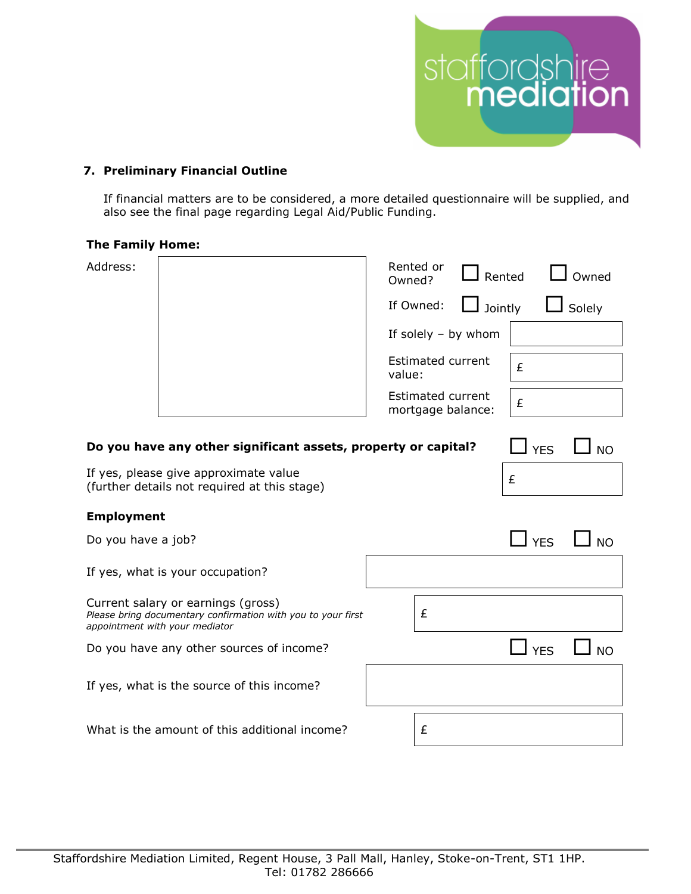## 7. Preliminary Financial Outline

If financial matters are to be considered, a more detailed questionnaire will be supplied, and also see the final page regarding Legal Aid/Public Funding.

**The Family Home:**

| Address: | | | | |
|---|---|---|---|---|
| | Rented or Owned? | ☐ Rented | ☐ Owned |
| | If Owned: | ☐ Jointly | ☐ Solely |
| | If solely – by whom | | |
| | Estimated current value: | £ | |
| | Estimated current mortgage balance: | £ | |

**Do you have any other significant assets, property or capital?** ☐ YES ☐ NO

If yes, please give approximate value (further details not required at this stage) £

**Employment**

Do you have a job? ☐ YES ☐ NO

If yes, what is your occupation?

Current salary or earnings (gross) £
*Please bring documentary confirmation with you to your first appointment with your mediator*

Do you have any other sources of income? ☐ YES ☐ NO

If yes, what is the source of this income?

What is the amount of this additional income? £

Staffordshire Mediation Limited, Regent House, 3 Pall Mall, Hanley, Stoke-on-Trent, ST1 1HP.
Tel: 01782 286666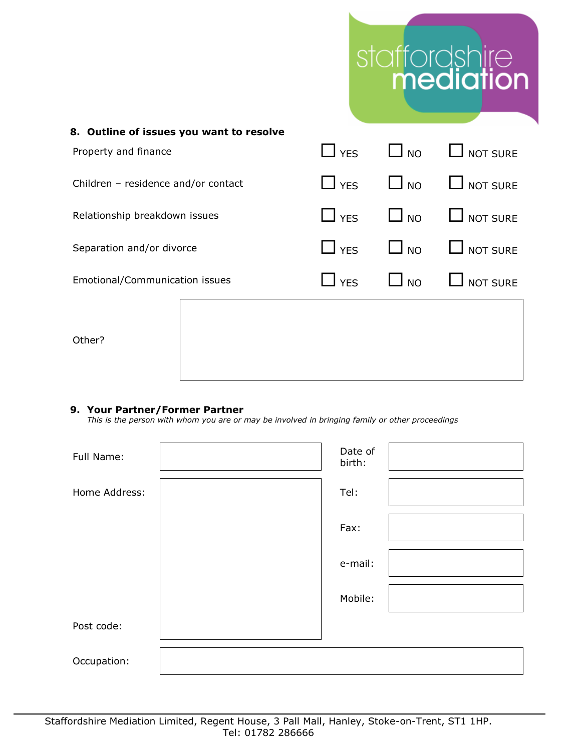## 8. Outline of issues you want to resolve

| | | | |
|---|---|---|---|
| Property and finance | ☐ YES | ☐ NO | ☐ NOT SURE |
| Children – residence and/or contact | ☐ YES | ☐ NO | ☐ NOT SURE |
| Relationship breakdown issues | ☐ YES | ☐ NO | ☐ NOT SURE |
| Separation and/or divorce | ☐ YES | ☐ NO | ☐ NOT SURE |
| Emotional/Communication issues | ☐ YES | ☐ NO | ☐ NOT SURE |

Other?

## 9. Your Partner/Former Partner

*This is the person with whom you are or may be involved in bringing family or other proceedings*

| | | | |
|---|---|---|---|
| Full Name: | | Date of birth: | |
| Home Address: | | Tel: | |
| | | Fax: | |
| | | e-mail: | |
| | | Mobile: | |
| Post code: | | | |
| Occupation: | | | |

Staffordshire Mediation Limited, Regent House, 3 Pall Mall, Hanley, Stoke-on-Trent, ST1 1HP.
Tel: 01782 286666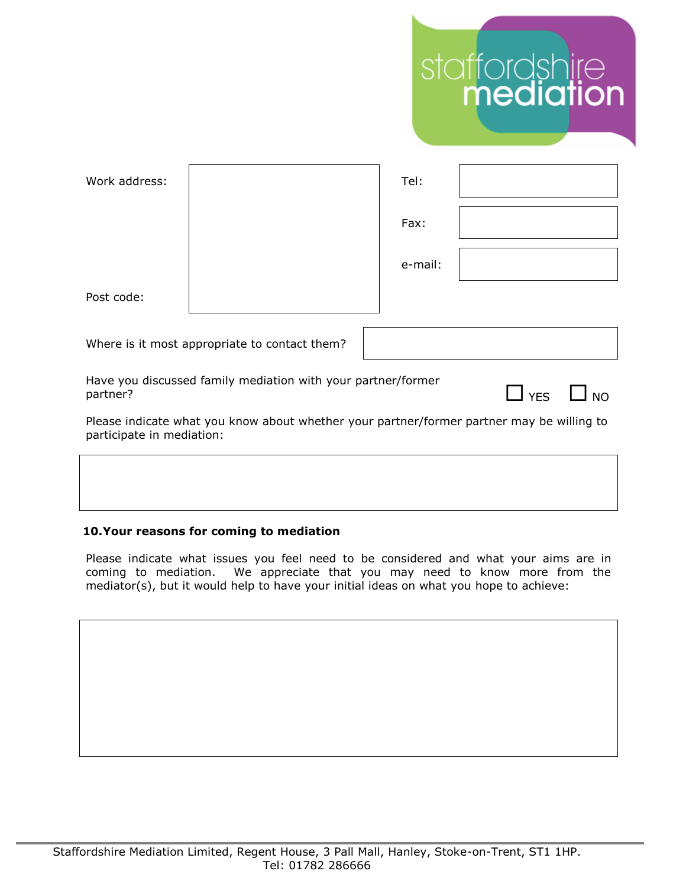| Work address: | | Tel: | |
|---|---|---|---|
| | | Fax: | |
| | | e-mail: | |
| Post code: | | | |

Where is it most appropriate to contact them?

Have you discussed family mediation with your partner/former partner? ☐ YES ☐ NO

Please indicate what you know about whether your partner/former partner may be willing to participate in mediation:

**10. Your reasons for coming to mediation**

Please indicate what issues you feel need to be considered and what your aims are in coming to mediation. We appreciate that you may need to know more from the mediator(s), but it would help to have your initial ideas on what you hope to achieve:

Staffordshire Mediation Limited, Regent House, 3 Pall Mall, Hanley, Stoke-on-Trent, ST1 1HP.
Tel: 01782 286666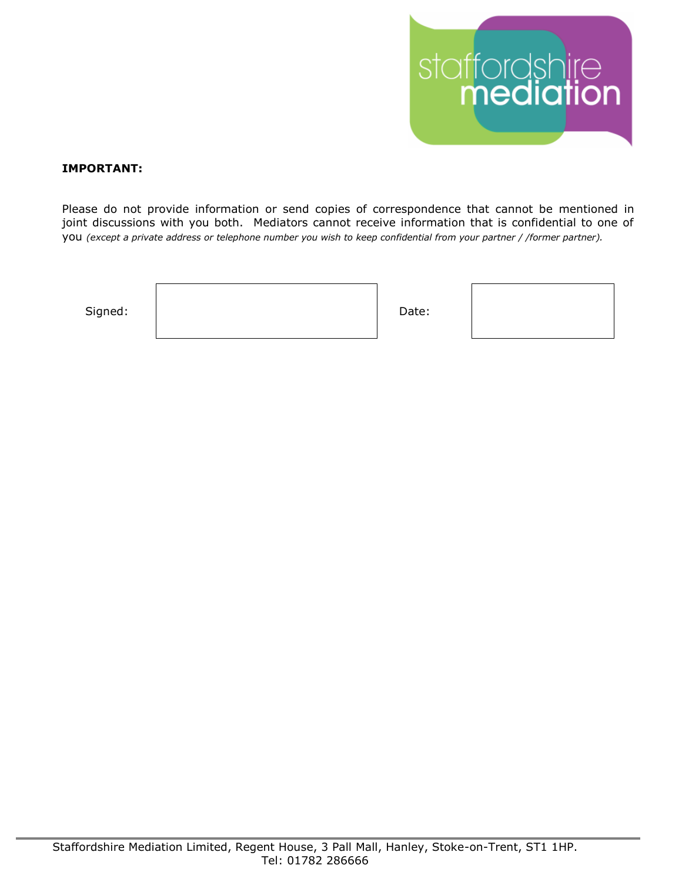**IMPORTANT:**

Please do not provide information or send copies of correspondence that cannot be mentioned in joint discussions with you both. Mediators cannot receive information that is confidential to one of you *(except a private address or telephone number you wish to keep confidential from your partner / /former partner).*

| | | | |
|---|---|---|---|
| Signed: | | Date: | |

Staffordshire Mediation Limited, Regent House, 3 Pall Mall, Hanley, Stoke-on-Trent, ST1 1HP.
Tel: 01782 286666